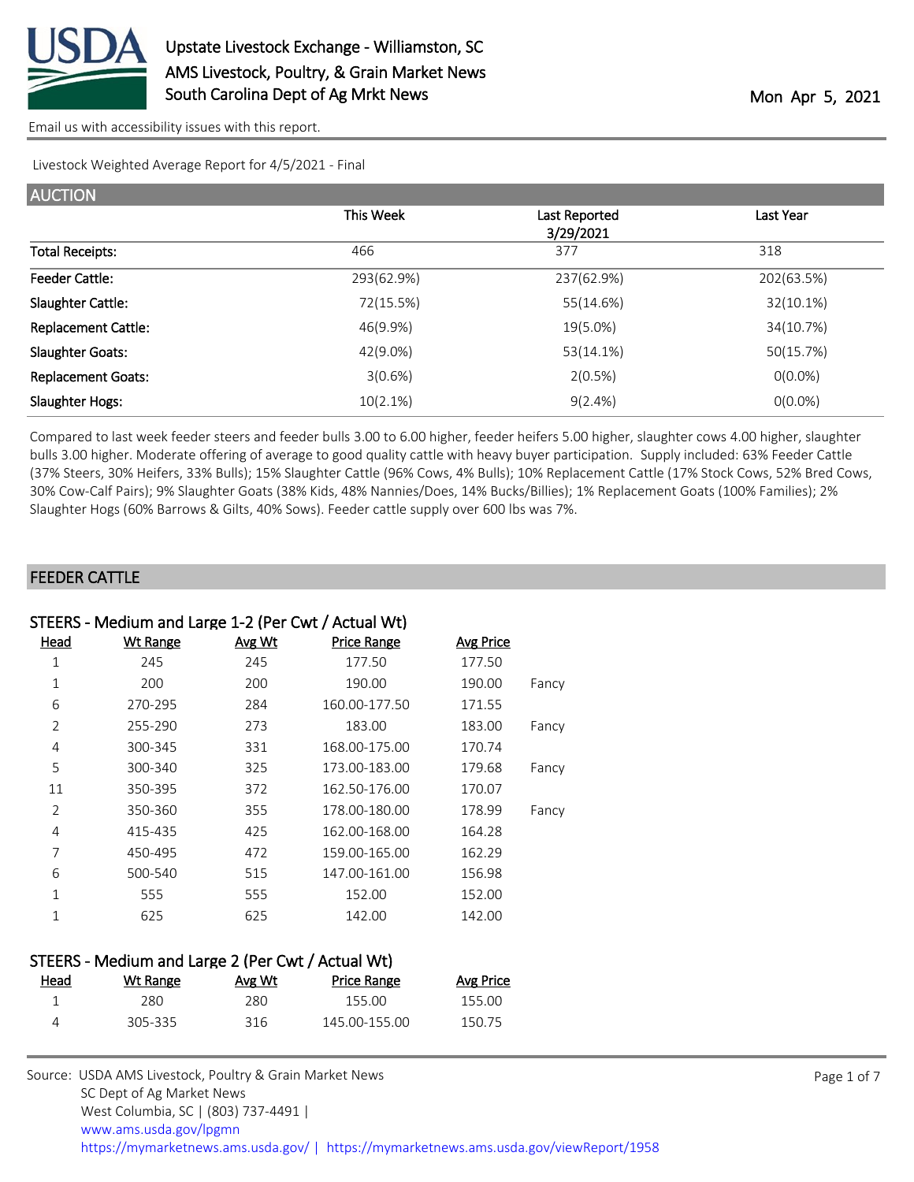# Upstate Livestock Exchange - Williamston, SC
## AMS Livestock, Poultry, & Grain Market News
## South Carolina Dept of Ag Mrkt News

Mon Apr 5, 2021

Email us with accessibility issues with this report.

Livestock Weighted Average Report for 4/5/2021 - Final

## AUCTION

| | This Week | Last Reported 3/29/2021 | Last Year |
|---|---|---|---|
| Total Receipts: | 466 | 377 | 318 |
| Feeder Cattle: | 293(62.9%) | 237(62.9%) | 202(63.5%) |
| Slaughter Cattle: | 72(15.5%) | 55(14.6%) | 32(10.1%) |
| Replacement Cattle: | 46(9.9%) | 19(5.0%) | 34(10.7%) |
| Slaughter Goats: | 42(9.0%) | 53(14.1%) | 50(15.7%) |
| Replacement Goats: | 3(0.6%) | 2(0.5%) | 0(0.0%) |
| Slaughter Hogs: | 10(2.1%) | 9(2.4%) | 0(0.0%) |

Compared to last week feeder steers and feeder bulls 3.00 to 6.00 higher, feeder heifers 5.00 higher, slaughter cows 4.00 higher, slaughter bulls 3.00 higher. Moderate offering of average to good quality cattle with heavy buyer participation. Supply included: 63% Feeder Cattle (37% Steers, 30% Heifers, 33% Bulls); 15% Slaughter Cattle (96% Cows, 4% Bulls); 10% Replacement Cattle (17% Stock Cows, 52% Bred Cows, 30% Cow-Calf Pairs); 9% Slaughter Goats (38% Kids, 48% Nannies/Does, 14% Bucks/Billies); 1% Replacement Goats (100% Families); 2% Slaughter Hogs (60% Barrows & Gilts, 40% Sows). Feeder cattle supply over 600 lbs was 7%.

## FEEDER CATTLE

### STEERS - Medium and Large 1-2 (Per Cwt / Actual Wt)

| Head | Wt Range | Avg Wt | Price Range | Avg Price | |
|---|---|---|---|---|---|
| 1 | 245 | 245 | 177.50 | 177.50 | |
| 1 | 200 | 200 | 190.00 | 190.00 | Fancy |
| 6 | 270-295 | 284 | 160.00-177.50 | 171.55 | |
| 2 | 255-290 | 273 | 183.00 | 183.00 | Fancy |
| 4 | 300-345 | 331 | 168.00-175.00 | 170.74 | |
| 5 | 300-340 | 325 | 173.00-183.00 | 179.68 | Fancy |
| 11 | 350-395 | 372 | 162.50-176.00 | 170.07 | |
| 2 | 350-360 | 355 | 178.00-180.00 | 178.99 | Fancy |
| 4 | 415-435 | 425 | 162.00-168.00 | 164.28 | |
| 7 | 450-495 | 472 | 159.00-165.00 | 162.29 | |
| 6 | 500-540 | 515 | 147.00-161.00 | 156.98 | |
| 1 | 555 | 555 | 152.00 | 152.00 | |
| 1 | 625 | 625 | 142.00 | 142.00 | |

### STEERS - Medium and Large 2 (Per Cwt / Actual Wt)

| Head | Wt Range | Avg Wt | Price Range | Avg Price |
|---|---|---|---|---|
| 1 | 280 | 280 | 155.00 | 155.00 |
| 4 | 305-335 | 316 | 145.00-155.00 | 150.75 |

Source: USDA AMS Livestock, Poultry & Grain Market News
SC Dept of Ag Market News
West Columbia, SC | (803) 737-4491 |
www.ams.usda.gov/lpgmn
https://mymarketnews.ams.usda.gov/ | https://mymarketnews.ams.usda.gov/viewReport/1958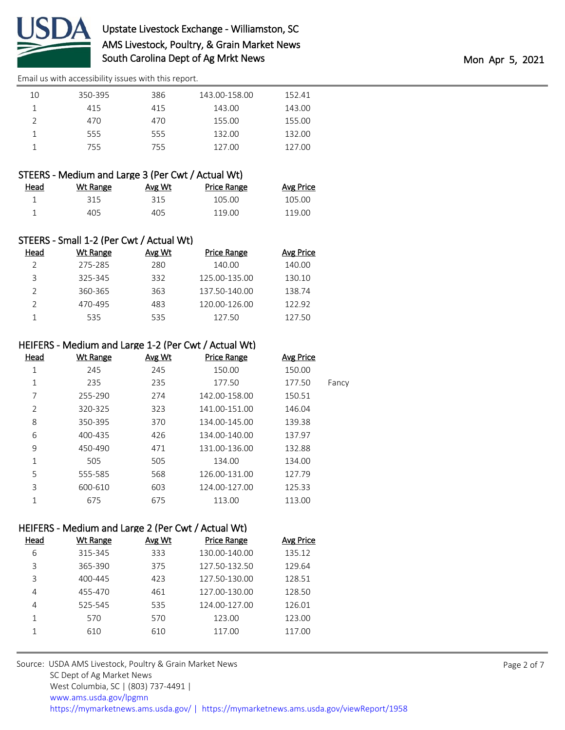| Head | Wt Range | Avg Wt | Price Range | Avg Price | |
|---|---|---|---|---|---|
| 10 | 350-395 | 386 | 143.00-158.00 | 152.41 | |
| 1 | 415 | 415 | 143.00 | 143.00 | |
| 2 | 470 | 470 | 155.00 | 155.00 | |
| 1 | 555 | 555 | 132.00 | 132.00 | |
| 1 | 755 | 755 | 127.00 | 127.00 | |

### STEERS - Medium and Large 3 (Per Cwt / Actual Wt)

| Head | Wt Range | Avg Wt | Price Range | Avg Price |
|---|---|---|---|---|
| 1 | 315 | 315 | 105.00 | 105.00 |
| 1 | 405 | 405 | 119.00 | 119.00 |

### STEERS - Small 1-2 (Per Cwt / Actual Wt)

| Head | Wt Range | Avg Wt | Price Range | Avg Price |
|---|---|---|---|---|
| 2 | 275-285 | 280 | 140.00 | 140.00 |
| 3 | 325-345 | 332 | 125.00-135.00 | 130.10 |
| 2 | 360-365 | 363 | 137.50-140.00 | 138.74 |
| 2 | 470-495 | 483 | 120.00-126.00 | 122.92 |
| 1 | 535 | 535 | 127.50 | 127.50 |

### HEIFERS - Medium and Large 1-2 (Per Cwt / Actual Wt)

| Head | Wt Range | Avg Wt | Price Range | Avg Price | |
|---|---|---|---|---|---|
| 1 | 245 | 245 | 150.00 | 150.00 | |
| 1 | 235 | 235 | 177.50 | 177.50 | Fancy |
| 7 | 255-290 | 274 | 142.00-158.00 | 150.51 | |
| 2 | 320-325 | 323 | 141.00-151.00 | 146.04 | |
| 8 | 350-395 | 370 | 134.00-145.00 | 139.38 | |
| 6 | 400-435 | 426 | 134.00-140.00 | 137.97 | |
| 9 | 450-490 | 471 | 131.00-136.00 | 132.88 | |
| 1 | 505 | 505 | 134.00 | 134.00 | |
| 5 | 555-585 | 568 | 126.00-131.00 | 127.79 | |
| 3 | 600-610 | 603 | 124.00-127.00 | 125.33 | |
| 1 | 675 | 675 | 113.00 | 113.00 | |

### HEIFERS - Medium and Large 2 (Per Cwt / Actual Wt)

| Head | Wt Range | Avg Wt | Price Range | Avg Price |
|---|---|---|---|---|
| 6 | 315-345 | 333 | 130.00-140.00 | 135.12 |
| 3 | 365-390 | 375 | 127.50-132.50 | 129.64 |
| 3 | 400-445 | 423 | 127.50-130.00 | 128.51 |
| 4 | 455-470 | 461 | 127.00-130.00 | 128.50 |
| 4 | 525-545 | 535 | 124.00-127.00 | 126.01 |
| 1 | 570 | 570 | 123.00 | 123.00 |
| 1 | 610 | 610 | 117.00 | 117.00 |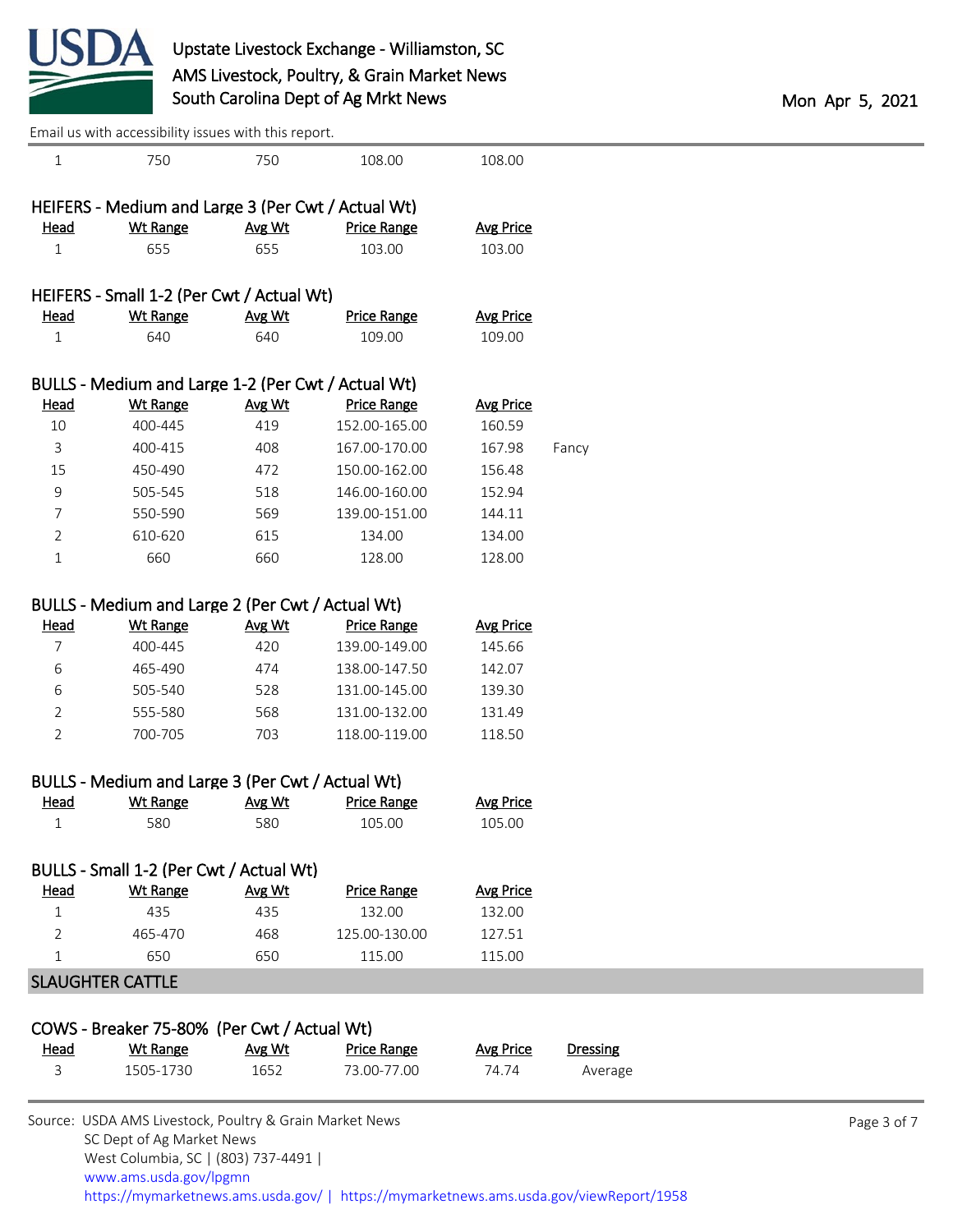| Head | Wt Range | Avg Wt | Price Range | Avg Price |
|---|---|---|---|---|
| 1 | 750 | 750 | 108.00 | 108.00 |

HEIFERS - Medium and Large 3 (Per Cwt / Actual Wt)

| Head | Wt Range | Avg Wt | Price Range | Avg Price |
|---|---|---|---|---|
| 1 | 655 | 655 | 103.00 | 103.00 |

HEIFERS - Small 1-2 (Per Cwt / Actual Wt)

| Head | Wt Range | Avg Wt | Price Range | Avg Price |
|---|---|---|---|---|
| 1 | 640 | 640 | 109.00 | 109.00 |

BULLS - Medium and Large 1-2 (Per Cwt / Actual Wt)

| Head | Wt Range | Avg Wt | Price Range | Avg Price | |
|---|---|---|---|---|---|
| 10 | 400-445 | 419 | 152.00-165.00 | 160.59 | |
| 3 | 400-415 | 408 | 167.00-170.00 | 167.98 | Fancy |
| 15 | 450-490 | 472 | 150.00-162.00 | 156.48 | |
| 9 | 505-545 | 518 | 146.00-160.00 | 152.94 | |
| 7 | 550-590 | 569 | 139.00-151.00 | 144.11 | |
| 2 | 610-620 | 615 | 134.00 | 134.00 | |
| 1 | 660 | 660 | 128.00 | 128.00 | |

BULLS - Medium and Large 2 (Per Cwt / Actual Wt)

| Head | Wt Range | Avg Wt | Price Range | Avg Price |
|---|---|---|---|---|
| 7 | 400-445 | 420 | 139.00-149.00 | 145.66 |
| 6 | 465-490 | 474 | 138.00-147.50 | 142.07 |
| 6 | 505-540 | 528 | 131.00-145.00 | 139.30 |
| 2 | 555-580 | 568 | 131.00-132.00 | 131.49 |
| 2 | 700-705 | 703 | 118.00-119.00 | 118.50 |

BULLS - Medium and Large 3 (Per Cwt / Actual Wt)

| Head | Wt Range | Avg Wt | Price Range | Avg Price |
|---|---|---|---|---|
| 1 | 580 | 580 | 105.00 | 105.00 |

BULLS - Small 1-2 (Per Cwt / Actual Wt)

| Head | Wt Range | Avg Wt | Price Range | Avg Price |
|---|---|---|---|---|
| 1 | 435 | 435 | 132.00 | 132.00 |
| 2 | 465-470 | 468 | 125.00-130.00 | 127.51 |
| 1 | 650 | 650 | 115.00 | 115.00 |

## SLAUGHTER CATTLE

COWS - Breaker 75-80% (Per Cwt / Actual Wt)

| Head | Wt Range | Avg Wt | Price Range | Avg Price | Dressing |
|---|---|---|---|---|---|
| 3 | 1505-1730 | 1652 | 73.00-77.00 | 74.74 | Average |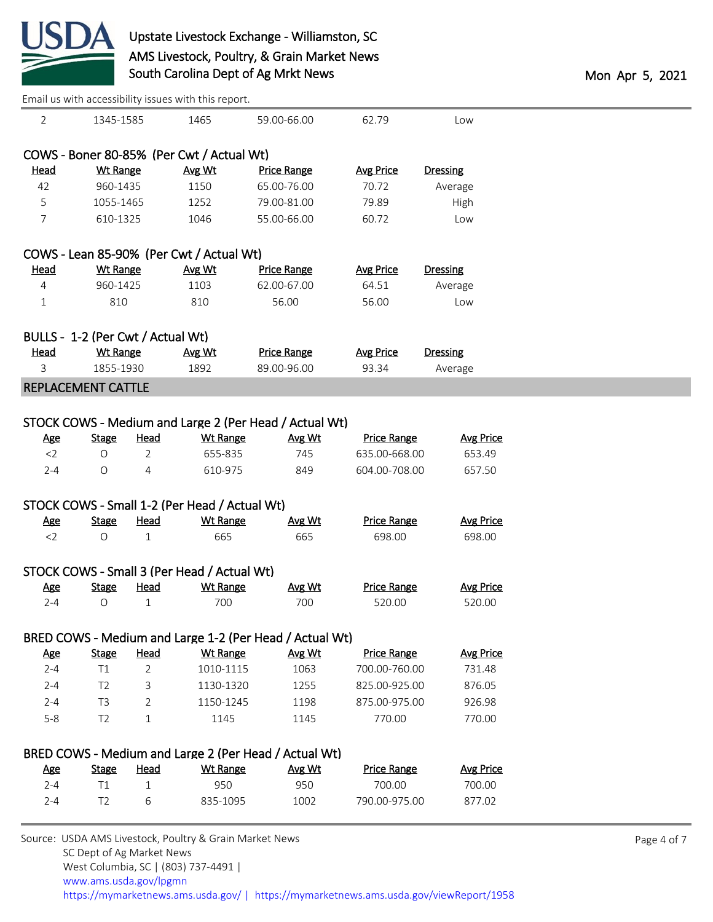Email us with accessibility issues with this report.

| Head | Wt Range | Avg Wt | Price Range | Avg Price | Dressing |
|---|---|---|---|---|---|
| 2 | 1345-1585 | 1465 | 59.00-66.00 | 62.79 | Low |

### COWS - Boner 80-85% (Per Cwt / Actual Wt)

| Head | Wt Range | Avg Wt | Price Range | Avg Price | Dressing |
|---|---|---|---|---|---|
| 42 | 960-1435 | 1150 | 65.00-76.00 | 70.72 | Average |
| 5 | 1055-1465 | 1252 | 79.00-81.00 | 79.89 | High |
| 7 | 610-1325 | 1046 | 55.00-66.00 | 60.72 | Low |

### COWS - Lean 85-90% (Per Cwt / Actual Wt)

| Head | Wt Range | Avg Wt | Price Range | Avg Price | Dressing |
|---|---|---|---|---|---|
| 4 | 960-1425 | 1103 | 62.00-67.00 | 64.51 | Average |
| 1 | 810 | 810 | 56.00 | 56.00 | Low |

### BULLS - 1-2 (Per Cwt / Actual Wt)

| Head | Wt Range | Avg Wt | Price Range | Avg Price | Dressing |
|---|---|---|---|---|---|
| 3 | 1855-1930 | 1892 | 89.00-96.00 | 93.34 | Average |

## REPLACEMENT CATTLE

### STOCK COWS - Medium and Large 2 (Per Head / Actual Wt)

| Age | Stage | Head | Wt Range | Avg Wt | Price Range | Avg Price |
|---|---|---|---|---|---|---|
| <2 | O | 2 | 655-835 | 745 | 635.00-668.00 | 653.49 |
| 2-4 | O | 4 | 610-975 | 849 | 604.00-708.00 | 657.50 |

### STOCK COWS - Small 1-2 (Per Head / Actual Wt)

| Age | Stage | Head | Wt Range | Avg Wt | Price Range | Avg Price |
|---|---|---|---|---|---|---|
| <2 | O | 1 | 665 | 665 | 698.00 | 698.00 |

### STOCK COWS - Small 3 (Per Head / Actual Wt)

| Age | Stage | Head | Wt Range | Avg Wt | Price Range | Avg Price |
|---|---|---|---|---|---|---|
| 2-4 | O | 1 | 700 | 700 | 520.00 | 520.00 |

### BRED COWS - Medium and Large 1-2 (Per Head / Actual Wt)

| Age | Stage | Head | Wt Range | Avg Wt | Price Range | Avg Price |
|---|---|---|---|---|---|---|
| 2-4 | T1 | 2 | 1010-1115 | 1063 | 700.00-760.00 | 731.48 |
| 2-4 | T2 | 3 | 1130-1320 | 1255 | 825.00-925.00 | 876.05 |
| 2-4 | T3 | 2 | 1150-1245 | 1198 | 875.00-975.00 | 926.98 |
| 5-8 | T2 | 1 | 1145 | 1145 | 770.00 | 770.00 |

### BRED COWS - Medium and Large 2 (Per Head / Actual Wt)

| Age | Stage | Head | Wt Range | Avg Wt | Price Range | Avg Price |
|---|---|---|---|---|---|---|
| 2-4 | T1 | 1 | 950 | 950 | 700.00 | 700.00 |
| 2-4 | T2 | 6 | 835-1095 | 1002 | 790.00-975.00 | 877.02 |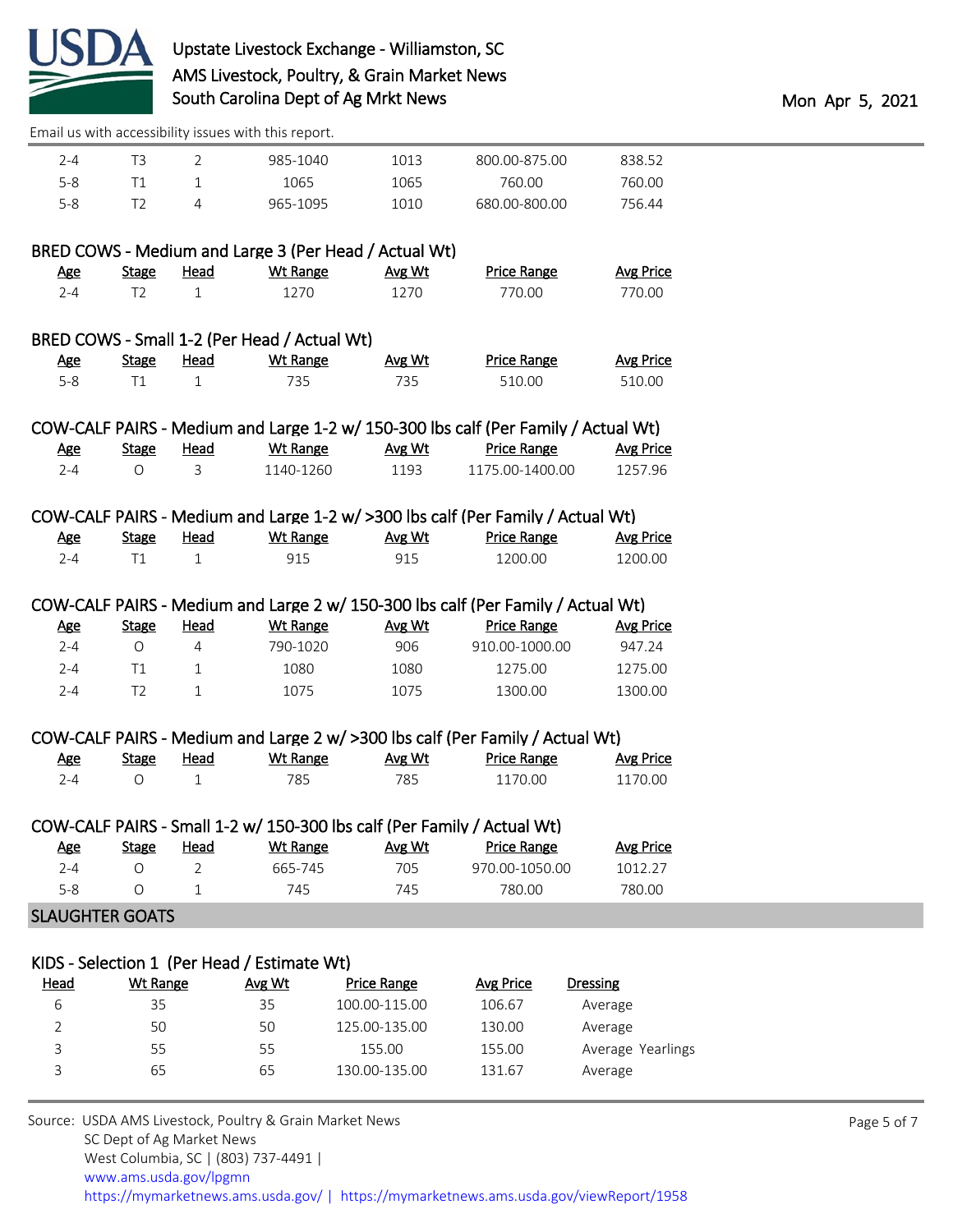| Age | Stage | Head | Wt Range | Avg Wt | Price Range | Avg Price |
|---|---|---|---|---|---|---|
| 2-4 | T3 | 2 | 985-1040 | 1013 | 800.00-875.00 | 838.52 |
| 5-8 | T1 | 1 | 1065 | 1065 | 760.00 | 760.00 |
| 5-8 | T2 | 4 | 965-1095 | 1010 | 680.00-800.00 | 756.44 |

### BRED COWS - Medium and Large 3 (Per Head / Actual Wt)

| Age | Stage | Head | Wt Range | Avg Wt | Price Range | Avg Price |
|---|---|---|---|---|---|---|
| 2-4 | T2 | 1 | 1270 | 1270 | 770.00 | 770.00 |

### BRED COWS - Small 1-2 (Per Head / Actual Wt)

| Age | Stage | Head | Wt Range | Avg Wt | Price Range | Avg Price |
|---|---|---|---|---|---|---|
| 5-8 | T1 | 1 | 735 | 735 | 510.00 | 510.00 |

### COW-CALF PAIRS - Medium and Large 1-2 w/ 150-300 lbs calf (Per Family / Actual Wt)

| Age | Stage | Head | Wt Range | Avg Wt | Price Range | Avg Price |
|---|---|---|---|---|---|---|
| 2-4 | O | 3 | 1140-1260 | 1193 | 1175.00-1400.00 | 1257.96 |

### COW-CALF PAIRS - Medium and Large 1-2 w/ >300 lbs calf (Per Family / Actual Wt)

| Age | Stage | Head | Wt Range | Avg Wt | Price Range | Avg Price |
|---|---|---|---|---|---|---|
| 2-4 | T1 | 1 | 915 | 915 | 1200.00 | 1200.00 |

### COW-CALF PAIRS - Medium and Large 2 w/ 150-300 lbs calf (Per Family / Actual Wt)

| Age | Stage | Head | Wt Range | Avg Wt | Price Range | Avg Price |
|---|---|---|---|---|---|---|
| 2-4 | O | 4 | 790-1020 | 906 | 910.00-1000.00 | 947.24 |
| 2-4 | T1 | 1 | 1080 | 1080 | 1275.00 | 1275.00 |
| 2-4 | T2 | 1 | 1075 | 1075 | 1300.00 | 1300.00 |

### COW-CALF PAIRS - Medium and Large 2 w/ >300 lbs calf (Per Family / Actual Wt)

| Age | Stage | Head | Wt Range | Avg Wt | Price Range | Avg Price |
|---|---|---|---|---|---|---|
| 2-4 | O | 1 | 785 | 785 | 1170.00 | 1170.00 |

### COW-CALF PAIRS - Small 1-2 w/ 150-300 lbs calf (Per Family / Actual Wt)

| Age | Stage | Head | Wt Range | Avg Wt | Price Range | Avg Price |
|---|---|---|---|---|---|---|
| 2-4 | O | 2 | 665-745 | 705 | 970.00-1050.00 | 1012.27 |
| 5-8 | O | 1 | 745 | 745 | 780.00 | 780.00 |

## SLAUGHTER GOATS

### KIDS - Selection 1 (Per Head / Estimate Wt)

| Head | Wt Range | Avg Wt | Price Range | Avg Price | Dressing |
|---|---|---|---|---|---|
| 6 | 35 | 35 | 100.00-115.00 | 106.67 | Average |
| 2 | 50 | 50 | 125.00-135.00 | 130.00 | Average |
| 3 | 55 | 55 | 155.00 | 155.00 | Average Yearlings |
| 3 | 65 | 65 | 130.00-135.00 | 131.67 | Average |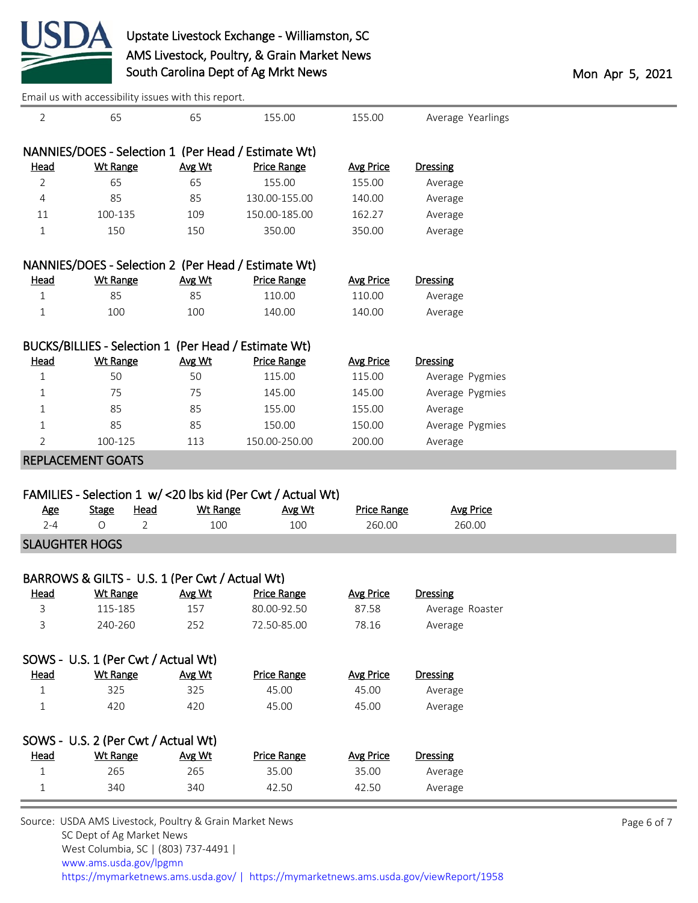| Head | Wt Range | Avg Wt | Price Range | Avg Price | Dressing |
|---|---|---|---|---|---|
| 2 | 65 | 65 | 155.00 | 155.00 | Average Yearlings |

### NANNIES/DOES - Selection 1 (Per Head / Estimate Wt)

| Head | Wt Range | Avg Wt | Price Range | Avg Price | Dressing |
|---|---|---|---|---|---|
| 2 | 65 | 65 | 155.00 | 155.00 | Average |
| 4 | 85 | 85 | 130.00-155.00 | 140.00 | Average |
| 11 | 100-135 | 109 | 150.00-185.00 | 162.27 | Average |
| 1 | 150 | 150 | 350.00 | 350.00 | Average |

### NANNIES/DOES - Selection 2 (Per Head / Estimate Wt)

| Head | Wt Range | Avg Wt | Price Range | Avg Price | Dressing |
|---|---|---|---|---|---|
| 1 | 85 | 85 | 110.00 | 110.00 | Average |
| 1 | 100 | 100 | 140.00 | 140.00 | Average |

### BUCKS/BILLIES - Selection 1 (Per Head / Estimate Wt)

| Head | Wt Range | Avg Wt | Price Range | Avg Price | Dressing |
|---|---|---|---|---|---|
| 1 | 50 | 50 | 115.00 | 115.00 | Average Pygmies |
| 1 | 75 | 75 | 145.00 | 145.00 | Average Pygmies |
| 1 | 85 | 85 | 155.00 | 155.00 | Average |
| 1 | 85 | 85 | 150.00 | 150.00 | Average Pygmies |
| 2 | 100-125 | 113 | 150.00-250.00 | 200.00 | Average |

## REPLACEMENT GOATS

### FAMILIES - Selection 1 w/ <20 lbs kid (Per Cwt / Actual Wt)

| Age | Stage | Head | Wt Range | Avg Wt | Price Range | Avg Price |
|---|---|---|---|---|---|---|
| 2-4 | O | 2 | 100 | 100 | 260.00 | 260.00 |

## SLAUGHTER HOGS

### BARROWS & GILTS - U.S. 1 (Per Cwt / Actual Wt)

| Head | Wt Range | Avg Wt | Price Range | Avg Price | Dressing |
|---|---|---|---|---|---|
| 3 | 115-185 | 157 | 80.00-92.50 | 87.58 | Average Roaster |
| 3 | 240-260 | 252 | 72.50-85.00 | 78.16 | Average |

### SOWS - U.S. 1 (Per Cwt / Actual Wt)

| Head | Wt Range | Avg Wt | Price Range | Avg Price | Dressing |
|---|---|---|---|---|---|
| 1 | 325 | 325 | 45.00 | 45.00 | Average |
| 1 | 420 | 420 | 45.00 | 45.00 | Average |

### SOWS - U.S. 2 (Per Cwt / Actual Wt)

| Head | Wt Range | Avg Wt | Price Range | Avg Price | Dressing |
|---|---|---|---|---|---|
| 1 | 265 | 265 | 35.00 | 35.00 | Average |
| 1 | 340 | 340 | 42.50 | 42.50 | Average |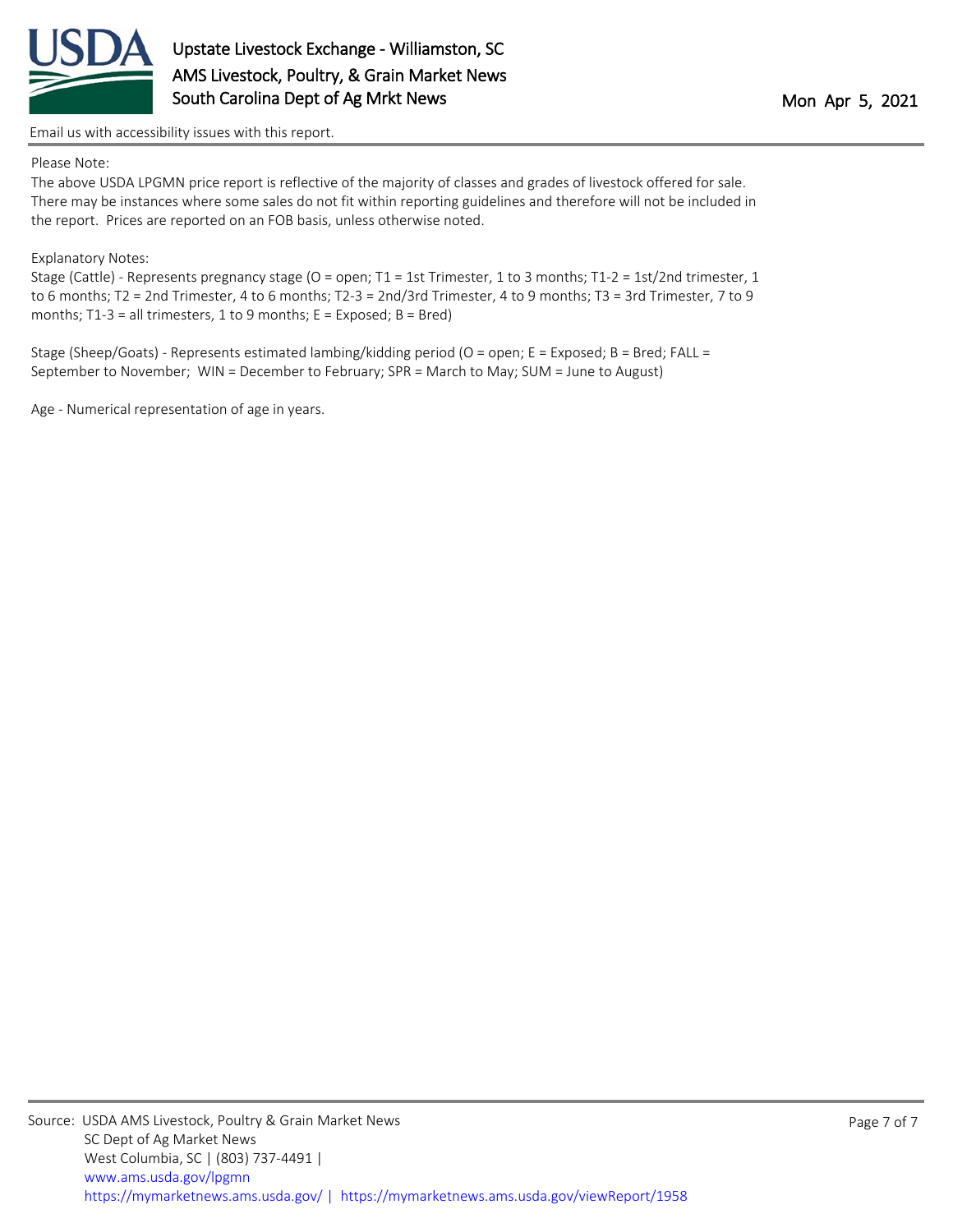Please Note:
The above USDA LPGMN price report is reflective of the majority of classes and grades of livestock offered for sale. There may be instances where some sales do not fit within reporting guidelines and therefore will not be included in the report. Prices are reported on an FOB basis, unless otherwise noted.

Explanatory Notes:
Stage (Cattle) - Represents pregnancy stage (O = open; T1 = 1st Trimester, 1 to 3 months; T1-2 = 1st/2nd trimester, 1 to 6 months; T2 = 2nd Trimester, 4 to 6 months; T2-3 = 2nd/3rd Trimester, 4 to 9 months; T3 = 3rd Trimester, 7 to 9 months; T1-3 = all trimesters, 1 to 9 months; E = Exposed; B = Bred)

Stage (Sheep/Goats) - Represents estimated lambing/kidding period (O = open; E = Exposed; B = Bred; FALL = September to November; WIN = December to February; SPR = March to May; SUM = June to August)

Age - Numerical representation of age in years.

Source: USDA AMS Livestock, Poultry & Grain Market News
SC Dept of Ag Market News
West Columbia, SC | (803) 737-4491 |
www.ams.usda.gov/lpgmn
https://mymarketnews.ams.usda.gov/ | https://mymarketnews.ams.usda.gov/viewReport/1958